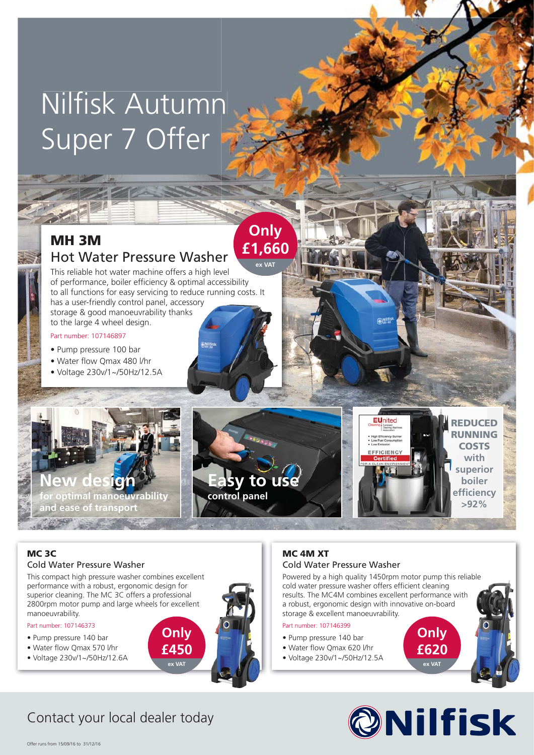# Nilfisk Autumn Super 7 Offer

## MH 3M
### Hot Water Pressure Washer

**Only £1,660** ex VAT

This reliable hot water machine offers a high level of performance, boiler efficiency & optimal accessibility to all functions for easy servicing to reduce running costs. It has a user-friendly control panel, accessory storage & good manoeuvrability thanks to the large 4 wheel design.

Part number: 107146897

- Pump pressure 100 bar
- Water flow Qmax 480 l/hr
- Voltage 230v/1~/50Hz/12.5A

**New design** for optimal manoeuvrability and ease of transport

**Easy to use** control panel

**REDUCED RUNNING COSTS** with superior boiler efficiency >92%

## MC 3C
### Cold Water Pressure Washer

This compact high pressure washer combines excellent performance with a robust, ergonomic design for superior cleaning. The MC 3C offers a professional 2800rpm motor pump and large wheels for excellent manoeuvrability.

Part number: 107146373

- Pump pressure 140 bar
- Water flow Qmax 570 l/hr
- Voltage 230v/1~/50Hz/12.6A

**Only £450** ex VAT

## MC 4M XT
### Cold Water Pressure Washer

Powered by a high quality 1450rpm motor pump this reliable cold water pressure washer offers efficient cleaning results. The MC4M combines excellent performance with a robust, ergonomic design with innovative on-board storage & excellent manoeuvrability.

Part number: 107146399

- Pump pressure 140 bar
- Water flow Qmax 620 l/hr
- Voltage 230v/1~/50Hz/12.5A

**Only £620** ex VAT

Contact your local dealer today

Nilfisk

Offer runs from 15/09/16 to 31/12/16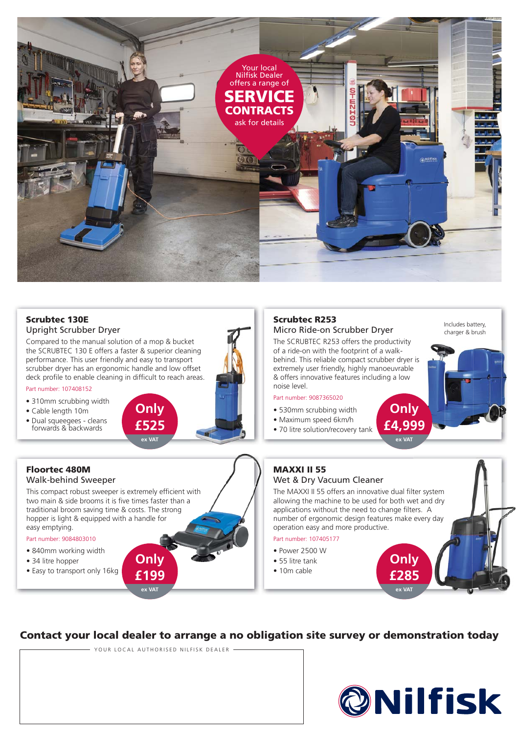Your local Nilfisk Dealer offers a range of **SERVICE CONTRACTS** ask for details

### Scrubtec 130E
Upright Scrubber Dryer

Compared to the manual solution of a mop & bucket the SCRUBTEC 130 E offers a faster & superior cleaning performance. This user friendly and easy to transport scrubber dryer has an ergonomic handle and low offset deck profile to enable cleaning in difficult to reach areas.

Part number: 107408152

- 310mm scrubbing width
- Cable length 10m
- Dual squeegees - cleans forwards & backwards

**Only £525** ex VAT

### Scrubtec R253
Micro Ride-on Scrubber Dryer

Includes battery, charger & brush

The SCRUBTEC R253 offers the productivity of a ride-on with the footprint of a walk-behind. This reliable compact scrubber dryer is extremely user friendly, highly manoeuvrable & offers innovative features including a low noise level.

Part number: 9087365020

- 530mm scrubbing width
- Maximum speed 6km/h
- 70 litre solution/recovery tank

**Only £4,999** ex VAT

### Floortec 480M
Walk-behind Sweeper

This compact robust sweeper is extremely efficient with two main & side brooms it is five times faster than a traditional broom saving time & costs. The strong hopper is light & equipped with a handle for easy emptying.

Part number: 9084803010

- 840mm working width
- 34 litre hopper
- Easy to transport only 16kg

**Only £199** ex VAT

### MAXXI II 55
Wet & Dry Vacuum Cleaner

The MAXXI II 55 offers an innovative dual filter system allowing the machine to be used for both wet and dry applications without the need to change filters. A number of ergonomic design features make every day operation easy and more productive.

Part number: 107405177

- Power 2500 W
- 55 litre tank
- 10m cable

**Only £285** ex VAT

**Contact your local dealer to arrange a no obligation site survey or demonstration today**

YOUR LOCAL AUTHORISED NILFISK DEALER

Nilfisk